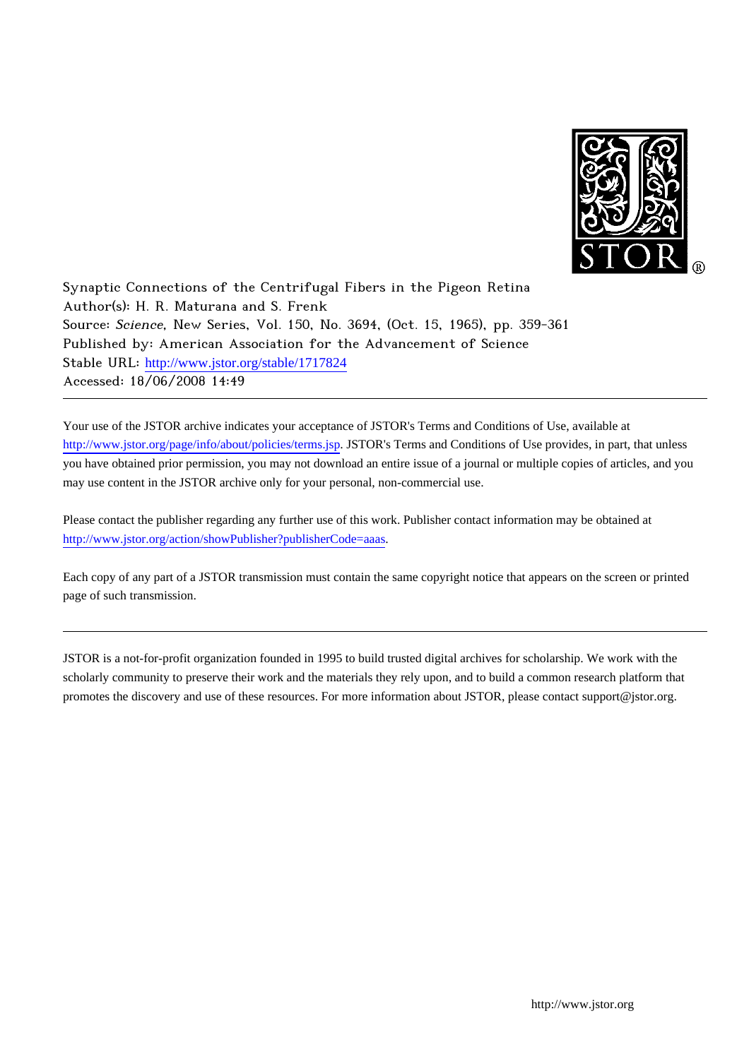Synaptic Connections of the Centrifugal Fibers in the Pigeon Retina
Author(s): H. R. Maturana and S. Frenk
Source: *Science*, New Series, Vol. 150, No. 3694, (Oct. 15, 1965), pp. 359-361
Published by: American Association for the Advancement of Science
Stable URL: http://www.jstor.org/stable/1717824
Accessed: 18/06/2008 14:49

---

Your use of the JSTOR archive indicates your acceptance of JSTOR's Terms and Conditions of Use, available at http://www.jstor.org/page/info/about/policies/terms.jsp. JSTOR's Terms and Conditions of Use provides, in part, that unless you have obtained prior permission, you may not download an entire issue of a journal or multiple copies of articles, and you may use content in the JSTOR archive only for your personal, non-commercial use.

Please contact the publisher regarding any further use of this work. Publisher contact information may be obtained at http://www.jstor.org/action/showPublisher?publisherCode=aaas.

Each copy of any part of a JSTOR transmission must contain the same copyright notice that appears on the screen or printed page of such transmission.

---

JSTOR is a not-for-profit organization founded in 1995 to build trusted digital archives for scholarship. We work with the scholarly community to preserve their work and the materials they rely upon, and to build a common research platform that promotes the discovery and use of these resources. For more information about JSTOR, please contact support@jstor.org.

http://www.jstor.org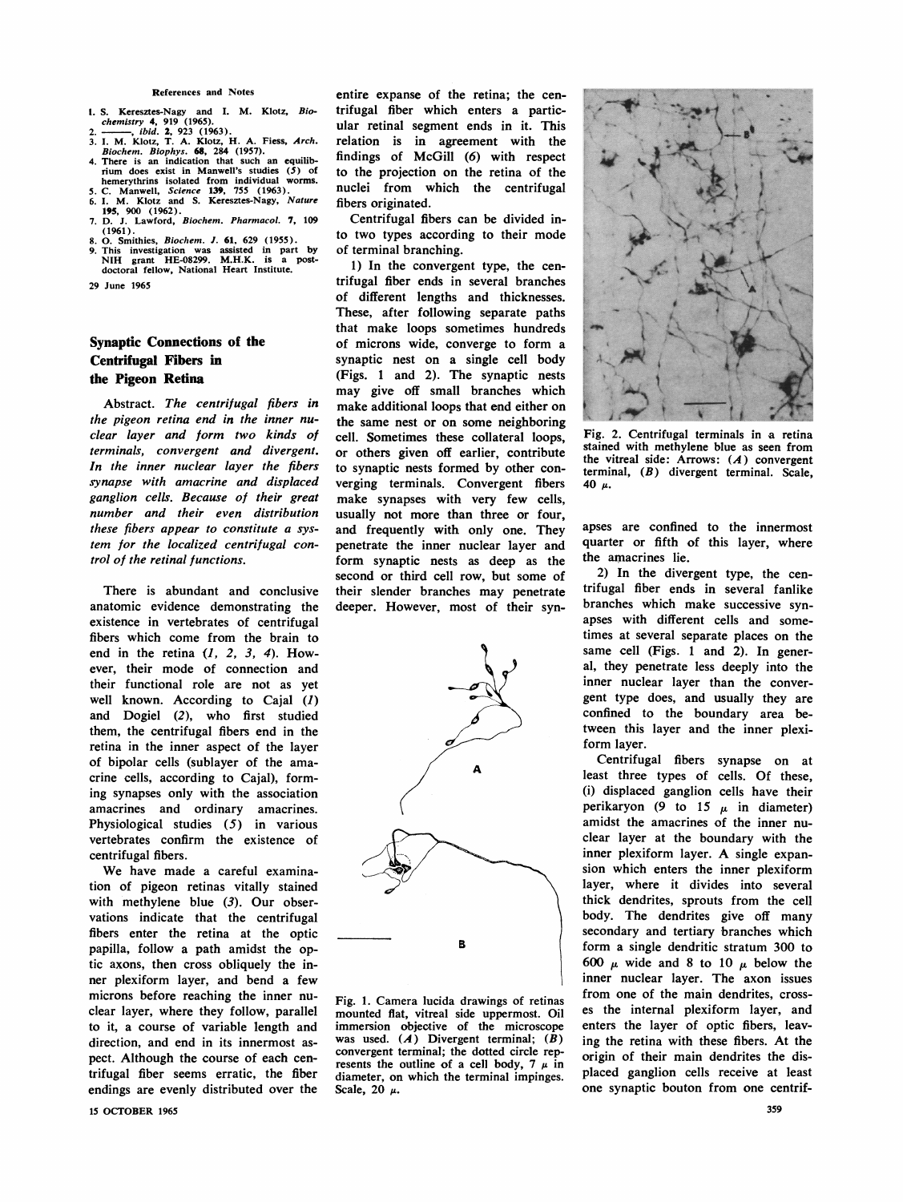## References and Notes

1. S. Keresztes-Nagy and I. M. Klotz, *Biochemistry* 4, 919 (1965).
2. ———, *ibid.* 2, 923 (1963).
3. I. M. Klotz, T. A. Klotz, H. A. Fiess, *Arch. Biochem. Biophys.* 68, 284 (1957).
4. There is an indication that such an equilibrium does exist in Manwell's studies (5) of hemerythrins isolated from individual worms.
5. C. Manwell, *Science* 139, 755 (1963).
6. I. M. Klotz and S. Keresztes-Nagy, *Nature* 195, 900 (1962).
7. D. J. Lawford, *Biochem. Pharmacol.* 7, 109 (1961).
8. O. Smithies, *Biochem. J.* 61, 629 (1955).
9. This investigation was assisted in part by NIH grant HE-08299. M.H.K. is a postdoctoral fellow, National Heart Institute.

29 June 1965

# Synaptic Connections of the Centrifugal Fibers in the Pigeon Retina

**Abstract.** *The centrifugal fibers in the pigeon retina end in the inner nuclear layer and form two kinds of terminals, convergent and divergent. In the inner nuclear layer the fibers synapse with amacrine and displaced ganglion cells. Because of their great number and their even distribution these fibers appear to constitute a system for the localized centrifugal control of the retinal functions.*

There is abundant and conclusive anatomic evidence demonstrating the existence in vertebrates of centrifugal fibers which come from the brain to end in the retina (*1, 2, 3, 4*). However, their mode of connection and their functional role are not as yet well known. According to Cajal (*1*) and Dogiel (*2*), who first studied them, the centrifugal fibers end in the retina in the inner aspect of the layer of bipolar cells (sublayer of the amacrine cells, according to Cajal), forming synapses only with the association amacrines and ordinary amacrines. Physiological studies (*5*) in various vertebrates confirm the existence of centrifugal fibers.

We have made a careful examination of pigeon retinas vitally stained with methylene blue (*3*). Our observations indicate that the centrifugal fibers enter the retina at the optic papilla, follow a path amidst the optic axons, then cross obliquely the inner plexiform layer, and bend a few microns before reaching the inner nuclear layer, where they follow, parallel to it, a course of variable length and direction, and end in its innermost aspect. Although the course of each centrifugal fiber seems erratic, the fiber endings are evenly distributed over the entire expanse of the retina; the centrifugal fiber which enters a particular retinal segment ends in it. This relation is in agreement with the findings of McGill (*6*) with respect to the projection on the retina of the nuclei from which the centrifugal fibers originated.

Centrifugal fibers can be divided into two types according to their mode of terminal branching.

1) In the convergent type, the centrifugal fiber ends in several branches of different lengths and thicknesses. These, after following separate paths that make loops sometimes hundreds of microns wide, converge to form a synaptic nest on a single cell body (Figs. 1 and 2). The synaptic nests may give off small branches which make additional loops that end either on the same nest or on some neighboring cell. Sometimes these collateral loops, or others given off earlier, contribute to synaptic nests formed by other converging terminals. Convergent fibers make synapses with very few cells, usually not more than three or four, and frequently with only one. They penetrate the inner nuclear layer and form synaptic nests as deep as the second or third cell row, but some of their slender branches may penetrate deeper. However, most of their synapses are confined to the innermost quarter or fifth of this layer, where the amacrines lie.

Fig. 1. Camera lucida drawings of retinas mounted flat, vitreal side uppermost. Oil immersion objective of the microscope was used. (*A*) Divergent terminal; (*B*) convergent terminal; the dotted circle represents the outline of a cell body, 7 $\mu$ in diameter, on which the terminal impinges. Scale, 20 $\mu$.

Fig. 2. Centrifugal terminals in a retina stained with methylene blue as seen from the vitreal side: Arrows: (*A*) convergent terminal, (*B*) divergent terminal. Scale, 40 $\mu$.

2) In the divergent type, the centrifugal fiber ends in several fanlike branches which make successive synapses with different cells and sometimes at several separate places on the same cell (Figs. 1 and 2). In general, they penetrate less deeply into the inner nuclear layer than the convergent type does, and usually they are confined to the boundary area between this layer and the inner plexiform layer.

Centrifugal fibers synapse on at least three types of cells. Of these, (i) displaced ganglion cells have their perikaryon (9 to 15 $\mu$ in diameter) amidst the amacrines of the inner nuclear layer at the boundary with the inner plexiform layer. A single expansion which enters the inner plexiform layer, where it divides into several thick dendrites, sprouts from the cell body. The dendrites give off many secondary and tertiary branches which form a single dendritic stratum 300 to 600 $\mu$ wide and 8 to 10 $\mu$ below the inner nuclear layer. The axon issues from one of the main dendrites, crosses the internal plexiform layer, and enters the layer of optic fibers, leaving the retina with these fibers. At the origin of their main dendrites the displaced ganglion cells receive at least one synaptic bouton from one centrif-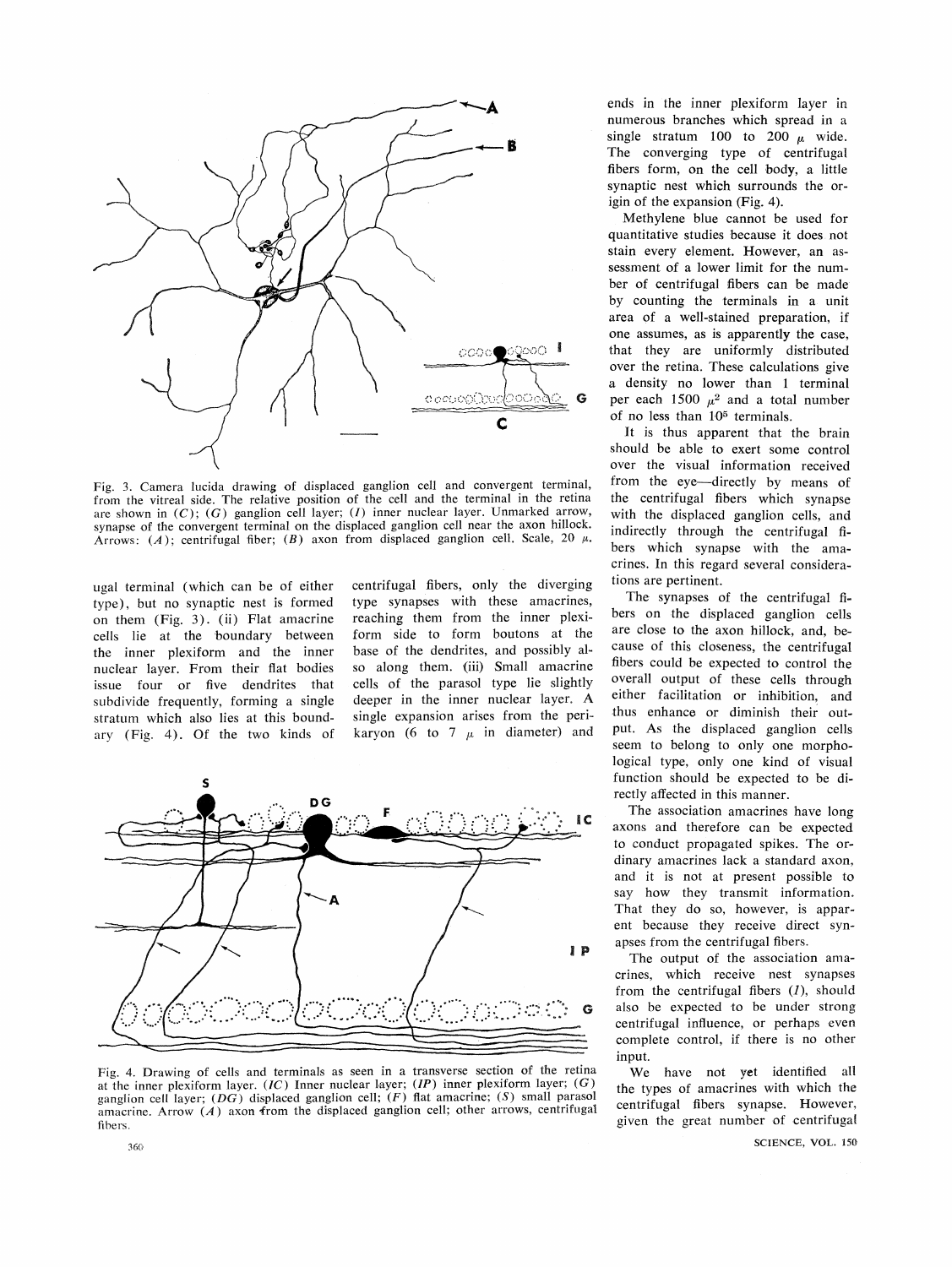Fig. 3. Camera lucida drawing of displaced ganglion cell and convergent terminal, from the vitreal side. The relative position of the cell and the terminal in the retina are shown in (*C*); (*G*) ganglion cell layer; (*I*) inner nuclear layer. Unmarked arrow, synapse of the convergent terminal on the displaced ganglion cell near the axon hillock. Arrows: (*A*); centrifugal fiber; (*B*) axon from displaced ganglion cell. Scale, 20 μ.

ugal terminal (which can be of either type), but no synaptic nest is formed on them (Fig. 3). (ii) Flat amacrine cells lie at the boundary between the inner plexiform and the inner nuclear layer. From their flat bodies issue four or five dendrites that subdivide frequently, forming a single stratum which also lies at this boundary (Fig. 4). Of the two kinds of centrifugal fibers, only the diverging type synapses with these amacrines, reaching them from the inner plexiform side to form boutons at the base of the dendrites, and possibly also along them. (iii) Small amacrine cells of the parasol type lie slightly deeper in the inner nuclear layer. A single expansion arises from the perikaryon (6 to 7 μ in diameter) and ends in the inner plexiform layer in numerous branches which spread in a single stratum 100 to 200 μ wide. The converging type of centrifugal fibers form, on the cell body, a little synaptic nest which surrounds the origin of the expansion (Fig. 4).

Fig. 4. Drawing of cells and terminals as seen in a transverse section of the retina at the inner plexiform layer. (*IC*) Inner nuclear layer; (*IP*) inner plexiform layer; (*G*) ganglion cell layer; (*DG*) displaced ganglion cell; (*F*) flat amacrine; (*S*) small parasol amacrine. Arrow (*A*) axon from the displaced ganglion cell; other arrows, centrifugal fibers.

Methylene blue cannot be used for quantitative studies because it does not stain every element. However, an assessment of a lower limit for the number of centrifugal fibers can be made by counting the terminals in a unit area of a well-stained preparation, if one assumes, as is apparently the case, that they are uniformly distributed over the retina. These calculations give a density no lower than 1 terminal per each 1500 $\mu^2$ and a total number of no less than $10^5$ terminals.

It is thus apparent that the brain should be able to exert some control over the visual information received from the eye—directly by means of the centrifugal fibers which synapse with the displaced ganglion cells, and indirectly through the centrifugal fibers which synapse with the amacrines. In this regard several considerations are pertinent.

The synapses of the centrifugal fibers on the displaced ganglion cells are close to the axon hillock, and, because of this closeness, the centrifugal fibers could be expected to control the overall output of these cells through either facilitation or inhibition, and thus enhance or diminish their output. As the displaced ganglion cells seem to belong to only one morphological type, only one kind of visual function should be expected to be directly affected in this manner.

The association amacrines have long axons and therefore can be expected to conduct propagated spikes. The ordinary amacrines lack a standard axon, and it is not at present possible to say how they transmit information. That they do so, however, is apparent because they receive direct synapses from the centrifugal fibers.

The output of the association amacrines, which receive nest synapses from the centrifugal fibers (*1*), should also be expected to be under strong centrifugal influence, or perhaps even complete control, if there is no other input.

We have not yet identified all the types of amacrines with which the centrifugal fibers synapse. However, given the great number of centrifugal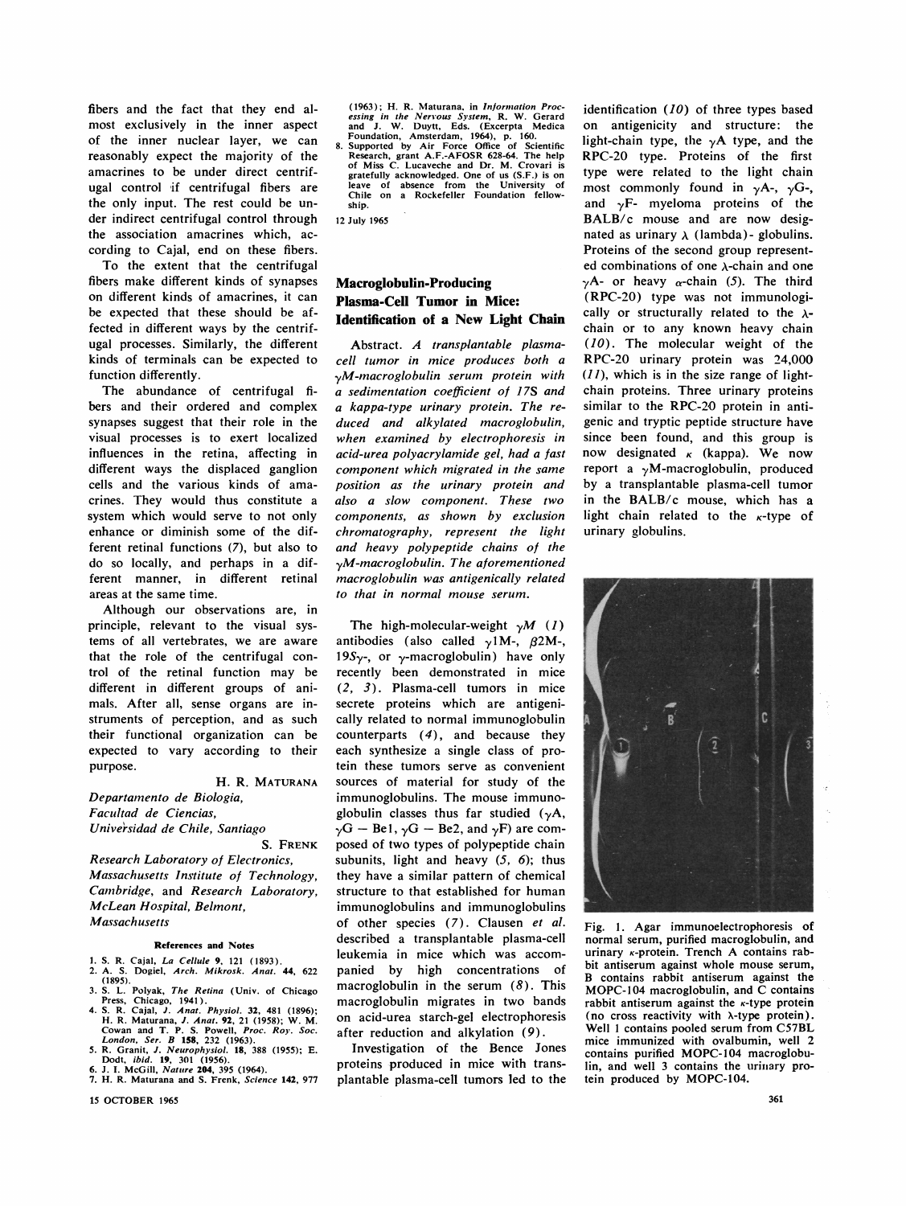fibers and the fact that they end almost exclusively in the inner aspect of the inner nuclear layer, we can reasonably expect the majority of the amacrines to be under direct centrifugal control if centrifugal fibers are the only input. The rest could be under indirect centrifugal control through the association amacrines which, according to Cajal, end on these fibers.

To the extent that the centrifugal fibers make different kinds of synapses on different kinds of amacrines, it can be expected that these should be affected in different ways by the centrifugal processes. Similarly, the different kinds of terminals can be expected to function differently.

The abundance of centrifugal fibers and their ordered and complex synapses suggest that their role in the visual processes is to exert localized influences in the retina, affecting in different ways the displaced ganglion cells and the various kinds of amacrines. They would thus constitute a system which would serve to not only enhance or diminish some of the different retinal functions (7), but also to do so locally, and perhaps in a different manner, in different retinal areas at the same time.

Although our observations are, in principle, relevant to the visual systems of all vertebrates, we are aware that the role of the centrifugal control of the retinal function may be different in different groups of animals. After all, sense organs are instruments of perception, and as such their functional organization can be expected to vary according to their purpose.

H. R. MATURANA

*Departamento de Biologia, Facultad de Ciencias, Universidad de Chile, Santiago*

S. FRENK

*Research Laboratory of Electronics, Massachusetts Institute of Technology, Cambridge, and Research Laboratory, McLean Hospital, Belmont, Massachusetts*

#### References and Notes

1. S. R. Cajal, *La Cellule* **9**, 121 (1893).
2. A. S. Dogiel, *Arch. Mikrosk. Anat.* **44**, 622 (1895).
3. S. L. Polyak, *The Retina* (Univ. of Chicago Press, Chicago, 1941).
4. S. R. Cajal, *J. Anat. Physiol.* **32**, 481 (1896); H. R. Maturana, *J. Anat.* **92**, 21 (1958); W. M. Cowan and T. P. S. Powell, *Proc. Roy. Soc. London, Ser. B* **158**, 232 (1963).
5. R. Granit, *J. Neurophysiol.* **18**, 388 (1955); E. Dodt, *ibid.* **19**, 301 (1956).
6. J. I. McGill, *Nature* **204**, 395 (1964).
7. H. R. Maturana and S. Frenk, *Science* **142**, 977 (1963); H. R. Maturana, in *Information Processing in the Nervous System*, R. W. Gerard and J. W. Duytt, Eds. (Excerpta Medica Foundation, Amsterdam, 1964), p. 160.
8. Supported by Air Force Office of Scientific Research, grant A.F.-AFOSR 628-64. The help of Miss C. Lucaveche and Dr. M. Crovari is gratefully acknowledged. One of us (S.F.) is on leave of absence from the University of Chile on a Rockefeller Foundation fellowship.

12 July 1965

## Macroglobulin-Producing Plasma-Cell Tumor in Mice: Identification of a New Light Chain

*Abstract.* *A transplantable plasma-cell tumor in mice produces both a γM-macroglobulin serum protein with a sedimentation coefficient of 17S and a kappa-type urinary protein. The reduced and alkylated macroglobulin, when examined by electrophoresis in acid-urea polyacrylamide gel, had a fast component which migrated in the same position as the urinary protein and also a slow component. These two components, as shown by exclusion chromatography, represent the light and heavy polypeptide chains of the γM-macroglobulin. The aforementioned macroglobulin was antigenically related to that in normal mouse serum.*

The high-molecular-weight γM (1) antibodies (also called γ1M-, β2M-, 19Sγ-, or γ-macroglobulin) have only recently been demonstrated in mice (2, 3). Plasma-cell tumors in mice secrete proteins which are antigenically related to normal immunoglobulin counterparts (4), and because they each synthesize a single class of protein these tumors serve as convenient sources of material for study of the immunoglobulins. The mouse immunoglobulin classes thus far studied (γA, γG − Be1, γG − Be2, and γF) are composed of two types of polypeptide chain subunits, light and heavy (5, 6); thus they have a similar pattern of chemical structure to that established for human immunoglobulins and immunoglobulins of other species (7). Clausen *et al.* described a transplantable plasma-cell leukemia in mice which was accompanied by high concentrations of macroglobulin in the serum (8). This macroglobulin migrates in two bands on acid-urea starch-gel electrophoresis after reduction and alkylation (9).

Investigation of the Bence Jones proteins produced in mice with transplantable plasma-cell tumors led to the identification (10) of three types based on antigenicity and structure: the light-chain type, the γA type, and the RPC-20 type. Proteins of the first type were related to the light chain most commonly found in γA-, γG-, and γF- myeloma proteins of the BALB/c mouse and are now designated as urinary λ (lambda)- globulins. Proteins of the second group represented combinations of one λ-chain and one γA- or heavy α-chain (5). The third (RPC-20) type was not immunologically or structurally related to the λ-chain or to any known heavy chain (10). The molecular weight of the RPC-20 urinary protein was 24,000 (11), which is in the size range of light-chain proteins. Three urinary proteins similar to the RPC-20 protein in antigenic and tryptic peptide structure have since been found, and this group is now designated κ (kappa). We now report a γM-macroglobulin, produced by a transplantable plasma-cell tumor in the BALB/c mouse, which has a light chain related to the κ-type of urinary globulins.

A
B
C
1
2
3

Fig. 1. Agar immunoelectrophoresis of normal serum, purified macroglobulin, and urinary κ-protein. Trench A contains rabbit antiserum against whole mouse serum, B contains rabbit antiserum against the MOPC-104 macroglobulin, and C contains rabbit antiserum against the κ-type protein (no cross reactivity with λ-type protein). Well 1 contains pooled serum from C57BL mice immunized with ovalbumin, well 2 contains purified MOPC-104 macroglobulin, and well 3 contains the urinary protein produced by MOPC-104.